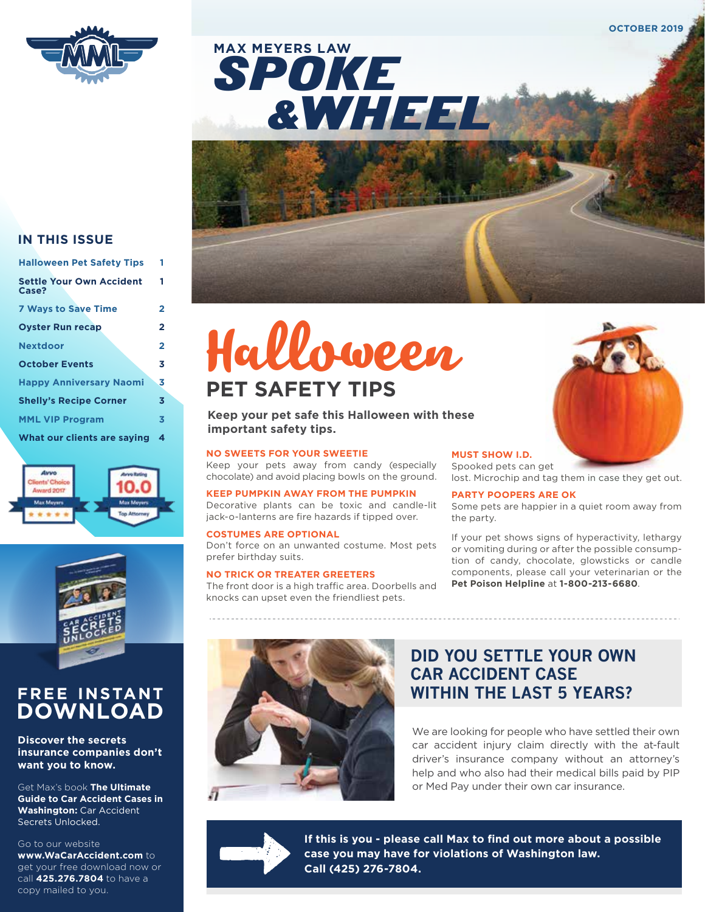OCTOBER 2019

# MAX MEYERS LAW SPOKE & WHEEL

## IN THIS ISSUE

| | |
|---|---|
| Halloween Pet Safety Tips | 1 |
| Settle Your Own Accident Case? | 1 |
| 7 Ways to Save Time | 2 |
| Oyster Run recap | 2 |
| Nextdoor | 2 |
| October Events | 3 |
| Happy Anniversary Naomi | 3 |
| Shelly's Recipe Corner | 3 |
| MML VIP Program | 3 |
| What our clients are saying | 4 |

## FREE INSTANT DOWNLOAD

**Discover the secrets insurance companies don't want you to know.**

Get Max's book **The Ultimate Guide to Car Accident Cases in Washington:** Car Accident Secrets Unlocked.

Go to our website **www.WaCarAccident.com** to get your free download now or call **425.276.7804** to have a copy mailed to you.

# Halloween PET SAFETY TIPS

**Keep your pet safe this Halloween with these important safety tips.**

### NO SWEETS FOR YOUR SWEETIE

Keep your pets away from candy (especially chocolate) and avoid placing bowls on the ground.

### KEEP PUMPKIN AWAY FROM THE PUMPKIN

Decorative plants can be toxic and candle-lit jack-o-lanterns are fire hazards if tipped over.

### COSTUMES ARE OPTIONAL

Don't force on an unwanted costume. Most pets prefer birthday suits.

### NO TRICK OR TREATER GREETERS

The front door is a high traffic area. Doorbells and knocks can upset even the friendliest pets.

### MUST SHOW I.D.

Spooked pets can get lost. Microchip and tag them in case they get out.

### PARTY POOPERS ARE OK

Some pets are happier in a quiet room away from the party.

If your pet shows signs of hyperactivity, lethargy or vomiting during or after the possible consumption of candy, chocolate, glowsticks or candle components, please call your veterinarian or the **Pet Poison Helpline** at **1-800-213-6680**.

## DID YOU SETTLE YOUR OWN CAR ACCIDENT CASE WITHIN THE LAST 5 YEARS?

We are looking for people who have settled their own car accident injury claim directly with the at-fault driver's insurance company without an attorney's help and who also had their medical bills paid by PIP or Med Pay under their own car insurance.

**If this is you - please call Max to find out more about a possible case you may have for violations of Washington law. Call (425) 276-7804.**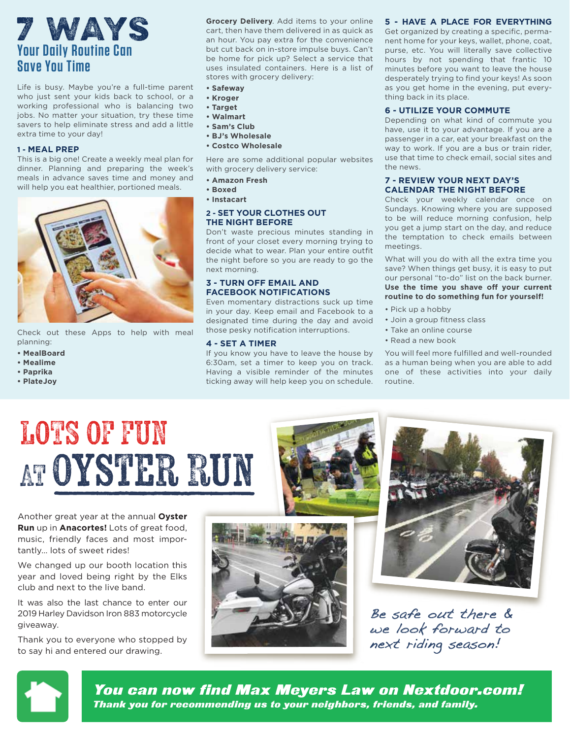# 7 WAYS
## Your Daily Routine Can Save You Time

Life is busy. Maybe you're a full-time parent who just sent your kids back to school, or a working professional who is balancing two jobs. No matter your situation, try these time savers to help eliminate stress and add a little extra time to your day!

### 1 - MEAL PREP

This is a big one! Create a weekly meal plan for dinner. Planning and preparing the week's meals in advance saves time and money and will help you eat healthier, portioned meals.

Check out these Apps to help with meal planning:

- **MealBoard**
- **Mealime**
- **Paprika**
- **PlateJoy**

**Grocery Delivery**. Add items to your online cart, then have them delivered in as quick as an hour. You pay extra for the convenience but cut back on in-store impulse buys. Can't be home for pick up? Select a service that uses insulated containers. Here is a list of stores with grocery delivery:

- **Safeway**
- **Kroger**
- **Target**
- **Walmart**
- **Sam's Club**
- **BJ's Wholesale**
- **Costco Wholesale**

Here are some additional popular websites with grocery delivery service:

- **Amazon Fresh**
- **Boxed**
- **Instacart**

### 2 - SET YOUR CLOTHES OUT THE NIGHT BEFORE

Don't waste precious minutes standing in front of your closet every morning trying to decide what to wear. Plan your entire outfit the night before so you are ready to go the next morning.

### 3 - TURN OFF EMAIL AND FACEBOOK NOTIFICATIONS

Even momentary distractions suck up time in your day. Keep email and Facebook to a designated time during the day and avoid those pesky notification interruptions.

### 4 - SET A TIMER

If you know you have to leave the house by 6:30am, set a timer to keep you on track. Having a visible reminder of the minutes ticking away will help keep you on schedule.

### 5 - HAVE A PLACE FOR EVERYTHING

Get organized by creating a specific, permanent home for your keys, wallet, phone, coat, purse, etc. You will literally save collective hours by not spending that frantic 10 minutes before you want to leave the house desperately trying to find your keys! As soon as you get home in the evening, put everything back in its place.

### 6 - UTILIZE YOUR COMMUTE

Depending on what kind of commute you have, use it to your advantage. If you are a passenger in a car, eat your breakfast on the way to work. If you are a bus or train rider, use that time to check email, social sites and the news.

### 7 - REVIEW YOUR NEXT DAY'S CALENDAR THE NIGHT BEFORE

Check your weekly calendar once on Sundays. Knowing where you are supposed to be will reduce morning confusion, help you get a jump start on the day, and reduce the temptation to check emails between meetings.

What will you do with all the extra time you save? When things get busy, it is easy to put our personal "to-do" list on the back burner. **Use the time you shave off your current routine to do something fun for yourself!**

- Pick up a hobby
- Join a group fitness class
- Take an online course
- Read a new book

You will feel more fulfilled and well-rounded as a human being when you are able to add one of these activities into your daily routine.

# LOTS OF FUN AT OYSTER RUN

Another great year at the annual **Oyster Run** up in **Anacortes!** Lots of great food, music, friendly faces and most importantly... lots of sweet rides!

We changed up our booth location this year and loved being right by the Elks club and next to the live band.

It was also the last chance to enter our 2019 Harley Davidson Iron 883 motorcycle giveaway.

Thank you to everyone who stopped by to say hi and entered our drawing.

*Be safe out there & we look forward to next riding season!*

***You can now find Max Meyers Law on Nextdoor.com!***

***Thank you for recommending us to your neighbors, friends, and family.***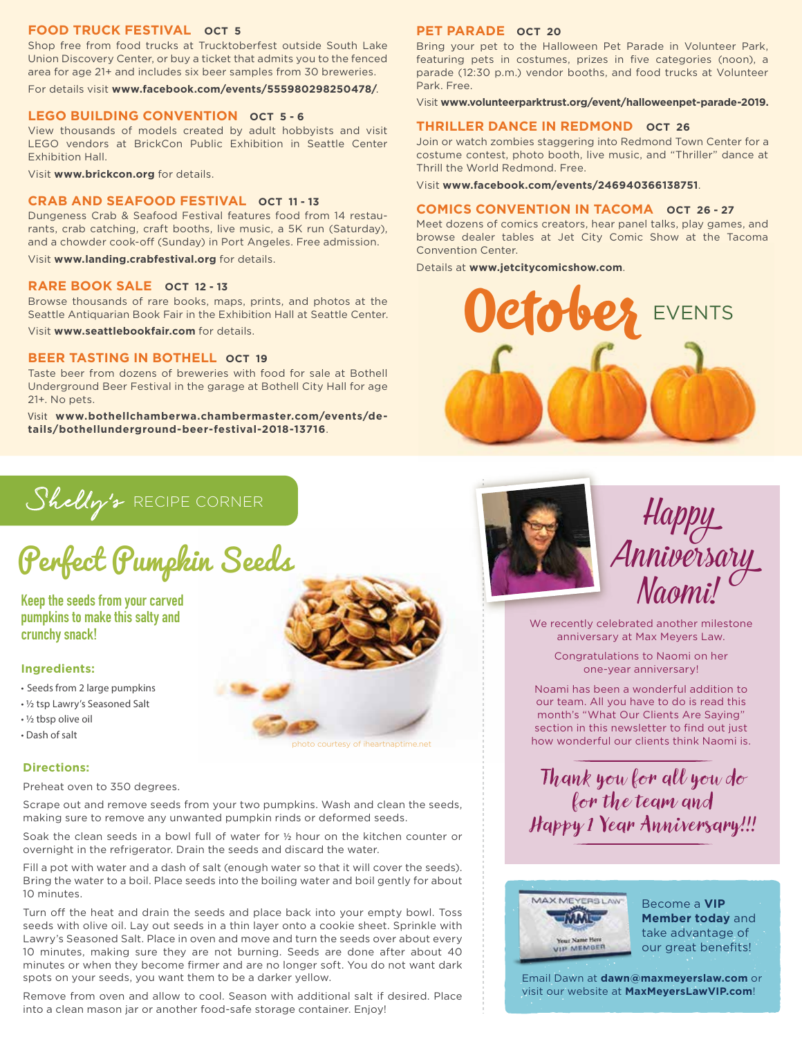# October EVENTS

### FOOD TRUCK FESTIVAL OCT 5

Shop free from food trucks at Trucktoberfest outside South Lake Union Discovery Center, or buy a ticket that admits you to the fenced area for age 21+ and includes six beer samples from 30 breweries.

For details visit **www.facebook.com/events/555980298250478/**.

### LEGO BUILDING CONVENTION OCT 5 - 6

View thousands of models created by adult hobbyists and visit LEGO vendors at BrickCon Public Exhibition in Seattle Center Exhibition Hall.

Visit **www.brickcon.org** for details.

### CRAB AND SEAFOOD FESTIVAL OCT 11 - 13

Dungeness Crab & Seafood Festival features food from 14 restaurants, crab catching, craft booths, live music, a 5K run (Saturday), and a chowder cook-off (Sunday) in Port Angeles. Free admission.

Visit **www.landing.crabfestival.org** for details.

### RARE BOOK SALE OCT 12 - 13

Browse thousands of rare books, maps, prints, and photos at the Seattle Antiquarian Book Fair in the Exhibition Hall at Seattle Center.

Visit **www.seattlebookfair.com** for details.

### BEER TASTING IN BOTHELL OCT 19

Taste beer from dozens of breweries with food for sale at Bothell Underground Beer Festival in the garage at Bothell City Hall for age 21+. No pets.

Visit **www.bothellchamberwa.chambermaster.com/events/details/bothellunderground-beer-festival-2018-13716**.

### PET PARADE OCT 20

Bring your pet to the Halloween Pet Parade in Volunteer Park, featuring pets in costumes, prizes in five categories (noon), a parade (12:30 p.m.) vendor booths, and food trucks at Volunteer Park. Free.

Visit **www.volunteerparktrust.org/event/halloweenpet-parade-2019.**

### THRILLER DANCE IN REDMOND OCT 26

Join or watch zombies staggering into Redmond Town Center for a costume contest, photo booth, live music, and "Thriller" dance at Thrill the World Redmond. Free.

Visit **www.facebook.com/events/246940366138751**.

### COMICS CONVENTION IN TACOMA OCT 26 - 27

Meet dozens of comics creators, hear panel talks, play games, and browse dealer tables at Jet City Comic Show at the Tacoma Convention Center.

Details at **www.jetcitycomicshow.com**.

## Shelly's RECIPE CORNER

# Perfect Pumpkin Seeds

**Keep the seeds from your carved pumpkins to make this salty and crunchy snack!**

photo courtesy of iheartnaptime.net

**Ingredients:**

- Seeds from 2 large pumpkins
- ½ tsp Lawry's Seasoned Salt
- ½ tbsp olive oil
- Dash of salt

**Directions:**

Preheat oven to 350 degrees.

Scrape out and remove seeds from your two pumpkins. Wash and clean the seeds, making sure to remove any unwanted pumpkin rinds or deformed seeds.

Soak the clean seeds in a bowl full of water for ½ hour on the kitchen counter or overnight in the refrigerator. Drain the seeds and discard the water.

Fill a pot with water and a dash of salt (enough water so that it will cover the seeds). Bring the water to a boil. Place seeds into the boiling water and boil gently for about 10 minutes.

Turn off the heat and drain the seeds and place back into your empty bowl. Toss seeds with olive oil. Lay out seeds in a thin layer onto a cookie sheet. Sprinkle with Lawry's Seasoned Salt. Place in oven and move and turn the seeds over about every 10 minutes, making sure they are not burning. Seeds are done after about 40 minutes or when they become firmer and are no longer soft. You do not want dark spots on your seeds, you want them to be a darker yellow.

Remove from oven and allow to cool. Season with additional salt if desired. Place into a clean mason jar or another food-safe storage container. Enjoy!

## Happy Anniversary Naomi!

We recently celebrated another milestone anniversary at Max Meyers Law.

Congratulations to Naomi on her one-year anniversary!

Noami has been a wonderful addition to our team. All you have to do is read this month's "What Our Clients Are Saying" section in this newsletter to find out just how wonderful our clients think Naomi is.

*Thank you for all you do for the team and Happy 1 Year Anniversary!!!*

Become a **VIP Member today** and take advantage of our great benefits!

Email Dawn at **dawn@maxmeyerslaw.com** or visit our website at **MaxMeyersLawVIP.com**!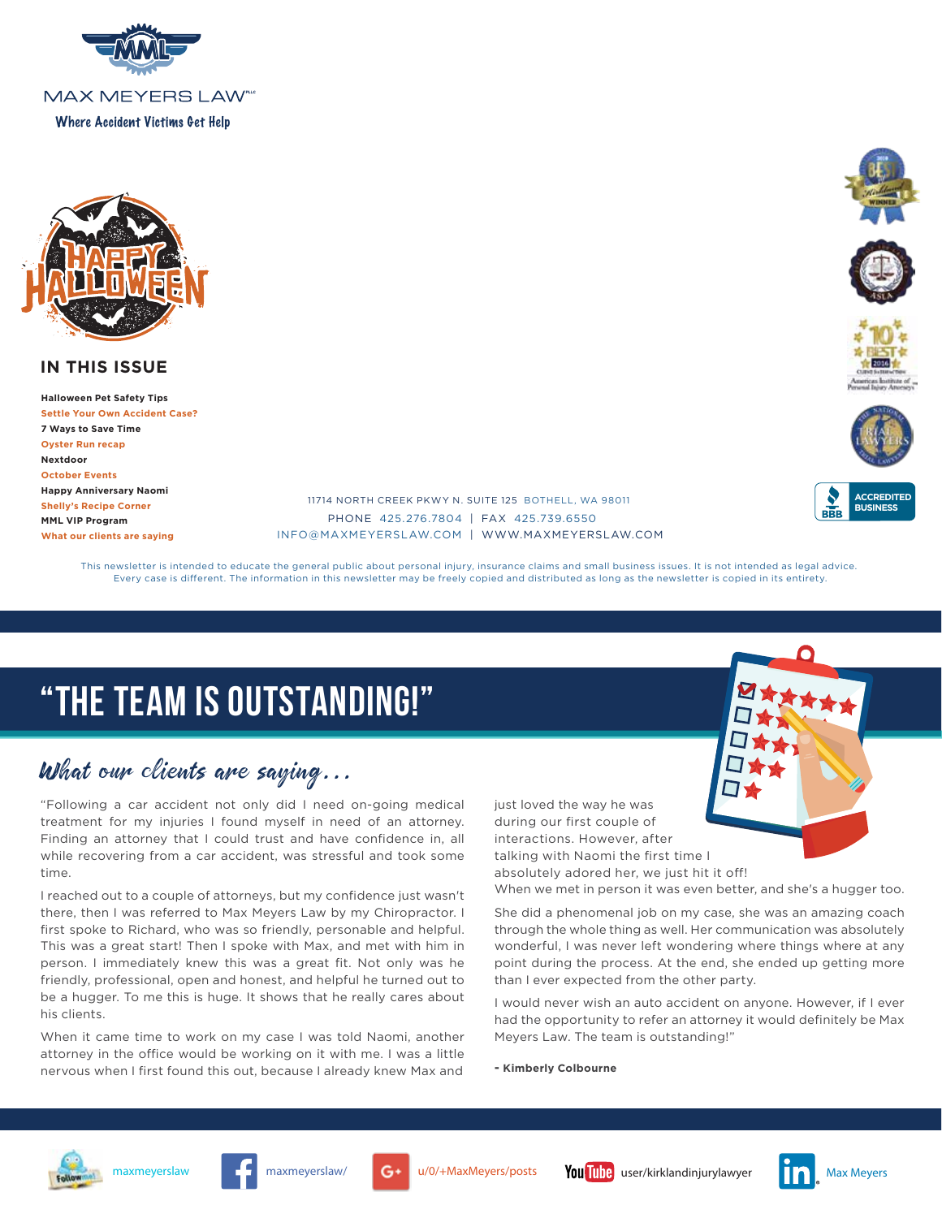MAX MEYERS LAW

Where Accident Victims Get Help

## IN THIS ISSUE

**Halloween Pet Safety Tips**
**Settle Your Own Accident Case?**
**7 Ways to Save Time**
**Oyster Run recap**
**Nextdoor**
**October Events**
**Happy Anniversary Naomi**
**Shelly's Recipe Corner**
**MML VIP Program**
**What our clients are saying**

11714 NORTH CREEK PKWY N. SUITE 125 BOTHELL, WA 98011
PHONE 425.276.7804 | FAX 425.739.6550
INFO@MAXMEYERSLAW.COM | WWW.MAXMEYERSLAW.COM

ACCREDITED BUSINESS

This newsletter is intended to educate the general public about personal injury, insurance claims and small business issues. It is not intended as legal advice. Every case is different. The information in this newsletter may be freely copied and distributed as long as the newsletter is copied in its entirety.

# "THE TEAM IS OUTSTANDING!"

## *What our clients are saying...*

"Following a car accident not only did I need on-going medical treatment for my injuries I found myself in need of an attorney. Finding an attorney that I could trust and have confidence in, all while recovering from a car accident, was stressful and took some time.

I reached out to a couple of attorneys, but my confidence just wasn't there, then I was referred to Max Meyers Law by my Chiropractor. I first spoke to Richard, who was so friendly, personable and helpful. This was a great start! Then I spoke with Max, and met with him in person. I immediately knew this was a great fit. Not only was he friendly, professional, open and honest, and helpful he turned out to be a hugger. To me this is huge. It shows that he really cares about his clients.

When it came time to work on my case I was told Naomi, another attorney in the office would be working on it with me. I was a little nervous when I first found this out, because I already knew Max and just loved the way he was during our first couple of interactions. However, after talking with Naomi the first time I absolutely adored her, we just hit it off! When we met in person it was even better, and she's a hugger too.

She did a phenomenal job on my case, she was an amazing coach through the whole thing as well. Her communication was absolutely wonderful, I was never left wondering where things where at any point during the process. At the end, she ended up getting more than I ever expected from the other party.

I would never wish an auto accident on anyone. However, if I ever had the opportunity to refer an attorney it would definitely be Max Meyers Law. The team is outstanding!"

**- Kimberly Colbourne**

maxmeyerslaw | maxmeyerslaw/ | u/0/+MaxMeyers/posts | user/kirklandinjurylawyer | Max Meyers